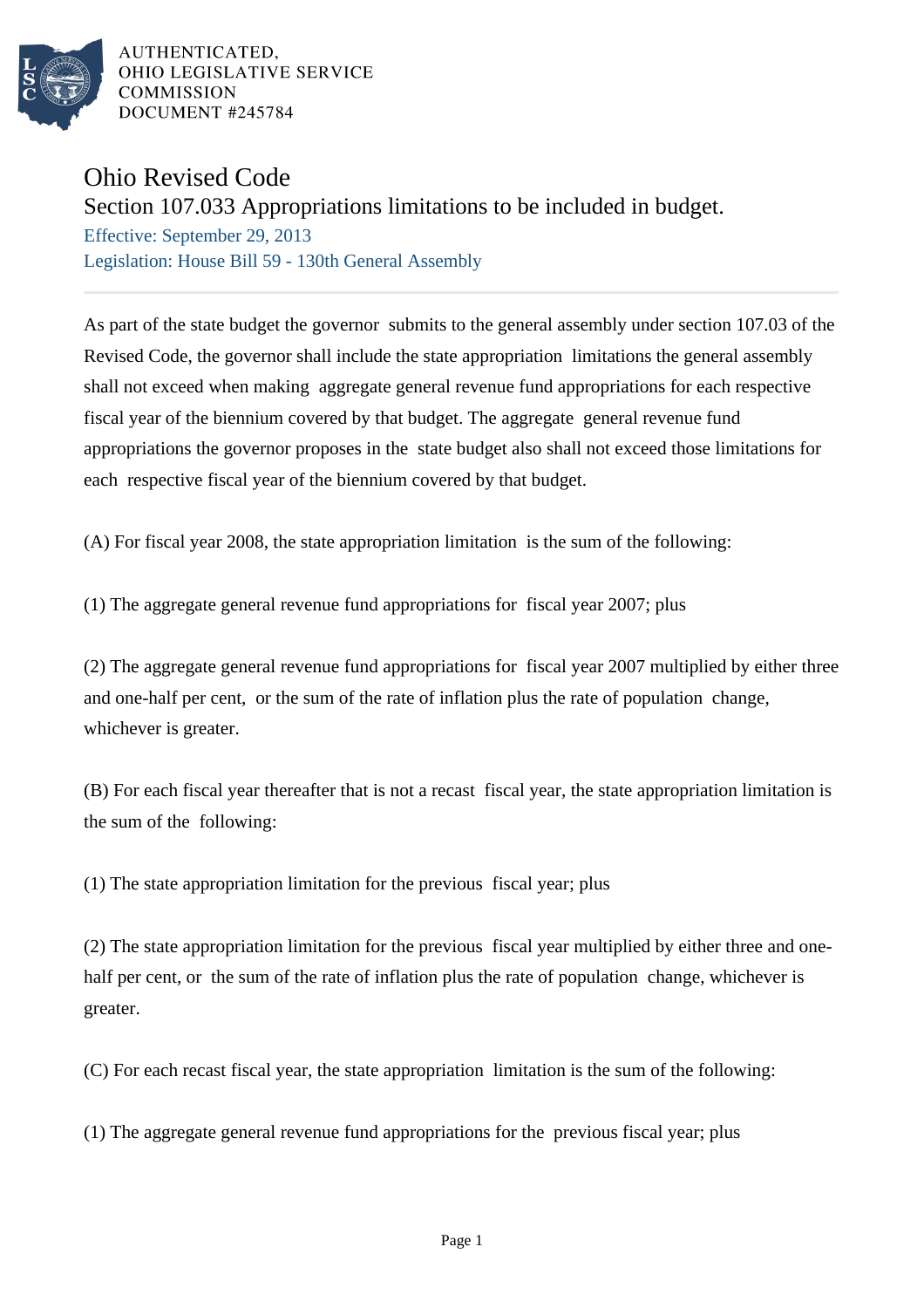AUTHENTICATED,
OHIO LEGISLATIVE SERVICE
COMMISSION
DOCUMENT #245784

# Ohio Revised Code

## Section 107.033 Appropriations limitations to be included in budget.

Effective: September 29, 2013

Legislation: House Bill 59 - 130th General Assembly

As part of the state budget the governor submits to the general assembly under section 107.03 of the Revised Code, the governor shall include the state appropriation limitations the general assembly shall not exceed when making aggregate general revenue fund appropriations for each respective fiscal year of the biennium covered by that budget. The aggregate general revenue fund appropriations the governor proposes in the state budget also shall not exceed those limitations for each respective fiscal year of the biennium covered by that budget.

(A) For fiscal year 2008, the state appropriation limitation is the sum of the following:

(1) The aggregate general revenue fund appropriations for fiscal year 2007; plus

(2) The aggregate general revenue fund appropriations for fiscal year 2007 multiplied by either three and one-half per cent, or the sum of the rate of inflation plus the rate of population change, whichever is greater.

(B) For each fiscal year thereafter that is not a recast fiscal year, the state appropriation limitation is the sum of the following:

(1) The state appropriation limitation for the previous fiscal year; plus

(2) The state appropriation limitation for the previous fiscal year multiplied by either three and one-half per cent, or the sum of the rate of inflation plus the rate of population change, whichever is greater.

(C) For each recast fiscal year, the state appropriation limitation is the sum of the following:

(1) The aggregate general revenue fund appropriations for the previous fiscal year; plus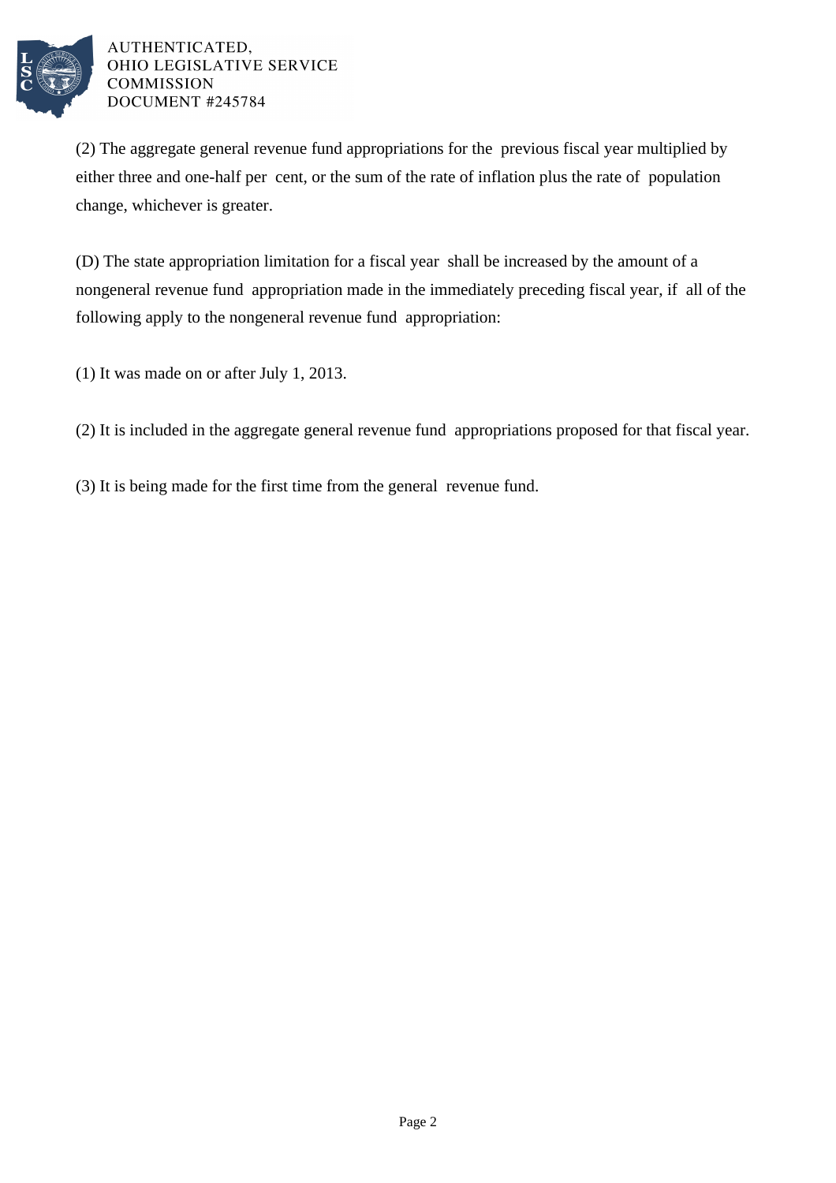(2) The aggregate general revenue fund appropriations for the previous fiscal year multiplied by either three and one-half per cent, or the sum of the rate of inflation plus the rate of population change, whichever is greater.

(D) The state appropriation limitation for a fiscal year shall be increased by the amount of a nongeneral revenue fund appropriation made in the immediately preceding fiscal year, if all of the following apply to the nongeneral revenue fund appropriation:

(1) It was made on or after July 1, 2013.

(2) It is included in the aggregate general revenue fund appropriations proposed for that fiscal year.

(3) It is being made for the first time from the general revenue fund.